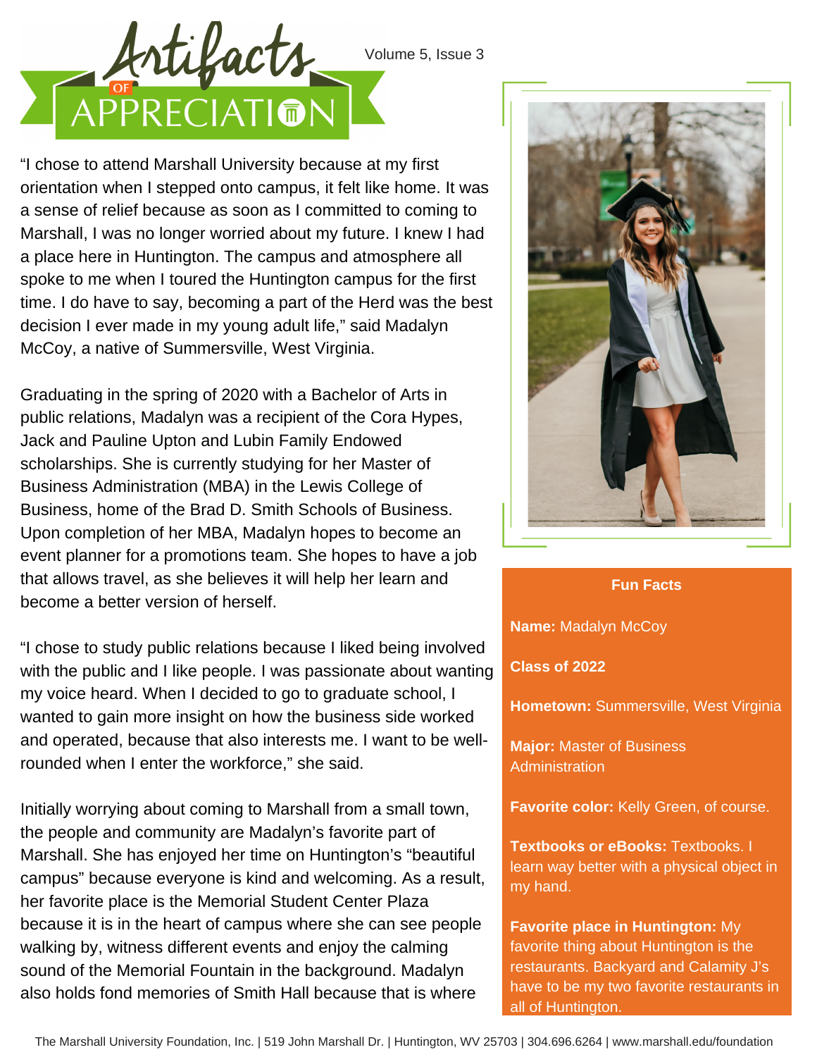# Artifacts of Appreciation

"I chose to attend Marshall University because at my first orientation when I stepped onto campus, it felt like home. It was a sense of relief because as soon as I committed to coming to Marshall, I was no longer worried about my future. I knew I had a place here in Huntington. The campus and atmosphere all spoke to me when I toured the Huntington campus for the first time. I do have to say, becoming a part of the Herd was the best decision I ever made in my young adult life," said Madalyn McCoy, a native of Summersville, West Virginia.

Graduating in the spring of 2020 with a Bachelor of Arts in public relations, Madalyn was a recipient of the Cora Hypes, Jack and Pauline Upton and Lubin Family Endowed scholarships. She is currently studying for her Master of Business Administration (MBA) in the Lewis College of Business, home of the Brad D. Smith Schools of Business. Upon completion of her MBA, Madalyn hopes to become an event planner for a promotions team. She hopes to have a job that allows travel, as she believes it will help her learn and become a better version of herself.

"I chose to study public relations because I liked being involved with the public and I like people. I was passionate about wanting my voice heard. When I decided to go to graduate school, I wanted to gain more insight on how the business side worked and operated, because that also interests me. I want to be well-rounded when I enter the workforce," she said.

Initially worrying about coming to Marshall from a small town, the people and community are Madalyn's favorite part of Marshall. She has enjoyed her time on Huntington's "beautiful campus" because everyone is kind and welcoming. As a result, her favorite place is the Memorial Student Center Plaza because it is in the heart of campus where she can see people walking by, witness different events and enjoy the calming sound of the Memorial Fountain in the background. Madalyn also holds fond memories of Smith Hall because that is where

## Fun Facts

**Name:** Madalyn McCoy

**Class of 2022**

**Hometown:** Summersville, West Virginia

**Major:** Master of Business Administration

**Favorite color:** Kelly Green, of course.

**Textbooks or eBooks:** Textbooks. I learn way better with a physical object in my hand.

**Favorite place in Huntington:** My favorite thing about Huntington is the restaurants. Backyard and Calamity J's have to be my two favorite restaurants in all of Huntington.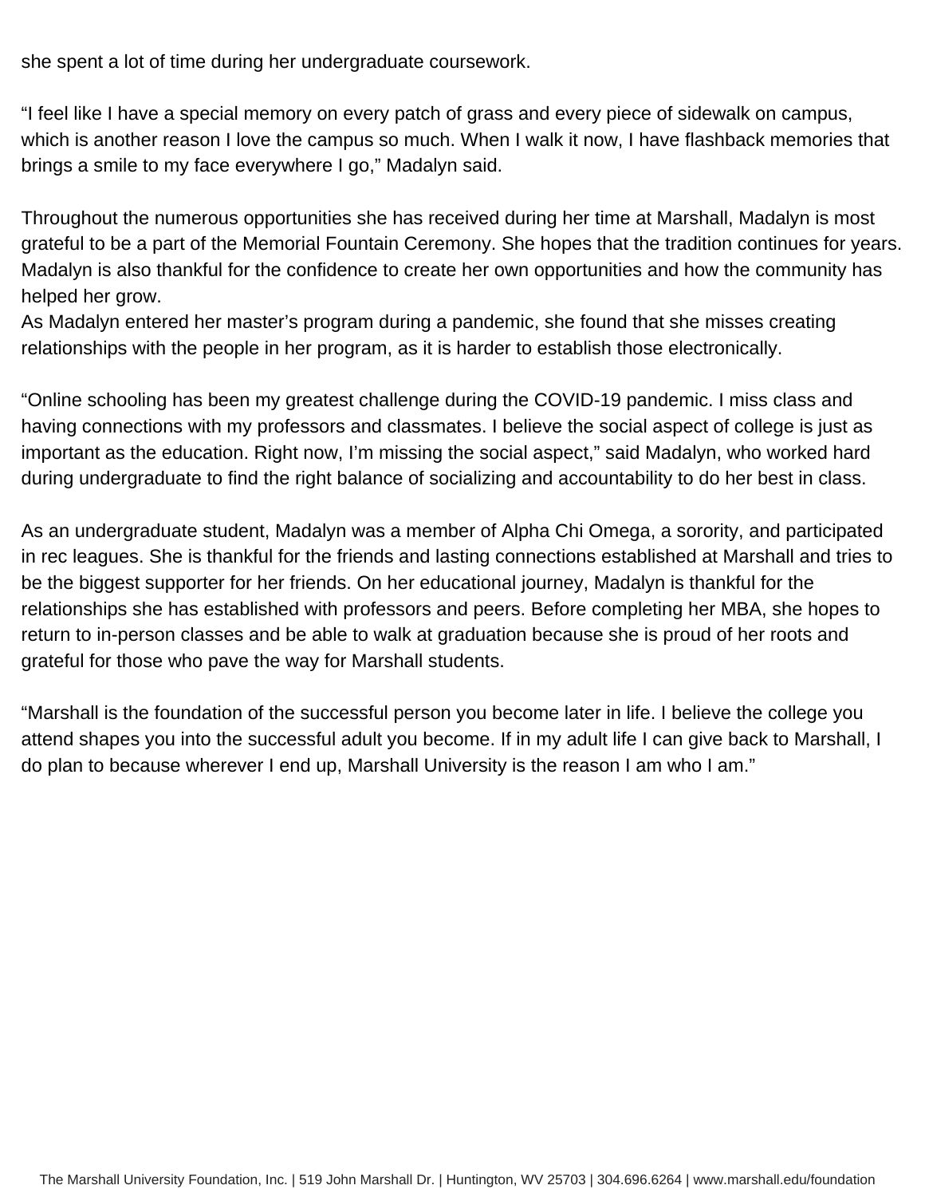she spent a lot of time during her undergraduate coursework.

“I feel like I have a special memory on every patch of grass and every piece of sidewalk on campus, which is another reason I love the campus so much. When I walk it now, I have flashback memories that brings a smile to my face everywhere I go,” Madalyn said.

Throughout the numerous opportunities she has received during her time at Marshall, Madalyn is most grateful to be a part of the Memorial Fountain Ceremony. She hopes that the tradition continues for years. Madalyn is also thankful for the confidence to create her own opportunities and how the community has helped her grow.
As Madalyn entered her master’s program during a pandemic, she found that she misses creating relationships with the people in her program, as it is harder to establish those electronically.

“Online schooling has been my greatest challenge during the COVID-19 pandemic. I miss class and having connections with my professors and classmates. I believe the social aspect of college is just as important as the education. Right now, I’m missing the social aspect,” said Madalyn, who worked hard during undergraduate to find the right balance of socializing and accountability to do her best in class.

As an undergraduate student, Madalyn was a member of Alpha Chi Omega, a sorority, and participated in rec leagues. She is thankful for the friends and lasting connections established at Marshall and tries to be the biggest supporter for her friends. On her educational journey, Madalyn is thankful for the relationships she has established with professors and peers. Before completing her MBA, she hopes to return to in-person classes and be able to walk at graduation because she is proud of her roots and grateful for those who pave the way for Marshall students.

“Marshall is the foundation of the successful person you become later in life. I believe the college you attend shapes you into the successful adult you become. If in my adult life I can give back to Marshall, I do plan to because wherever I end up, Marshall University is the reason I am who I am.”